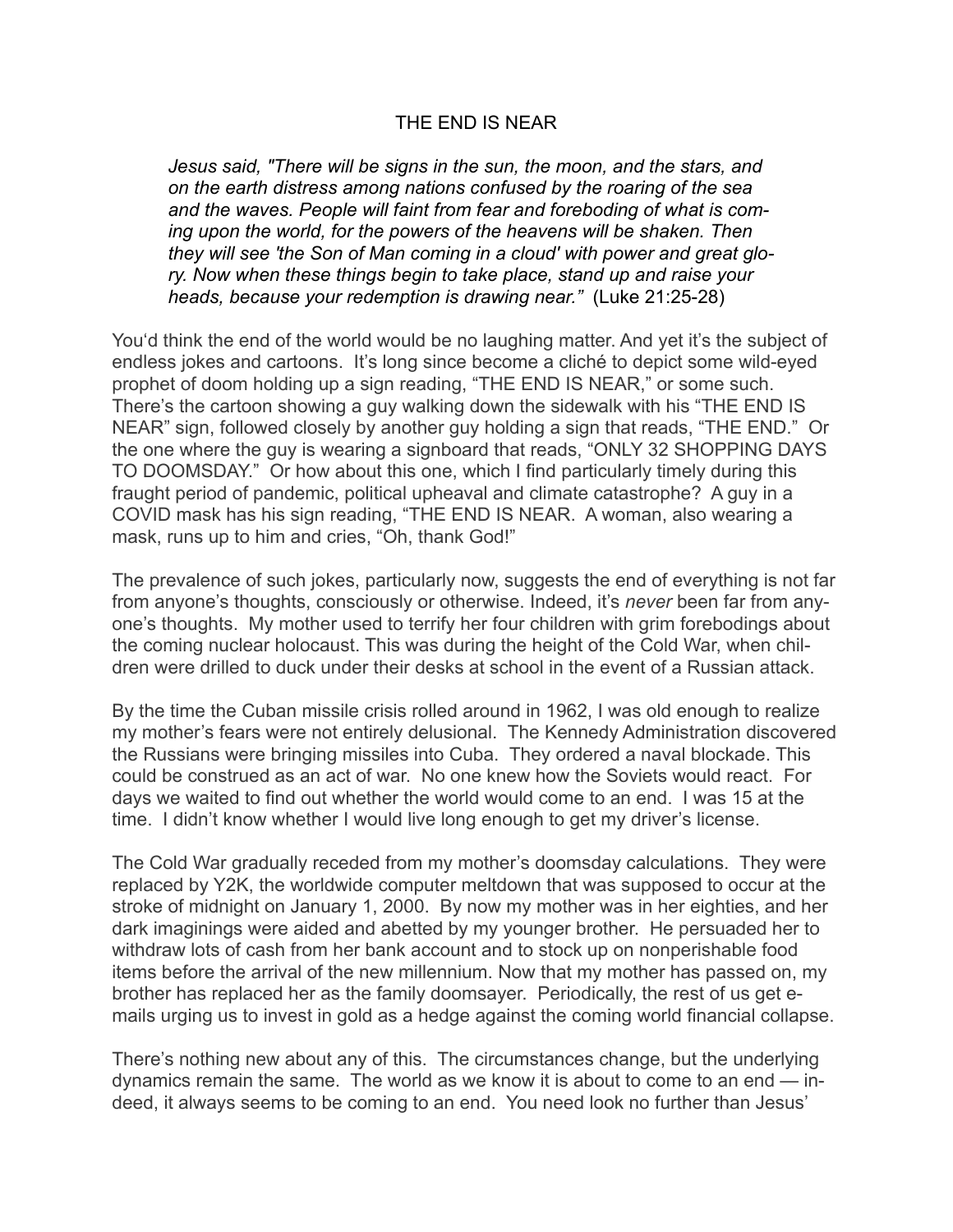# THE END IS NEAR

> *Jesus said, "There will be signs in the sun, the moon, and the stars, and on the earth distress among nations confused by the roaring of the sea and the waves. People will faint from fear and foreboding of what is coming upon the world, for the powers of the heavens will be shaken. Then they will see 'the Son of Man coming in a cloud' with power and great glory. Now when these things begin to take place, stand up and raise your heads, because your redemption is drawing near."* (Luke 21:25-28)

You'd think the end of the world would be no laughing matter. And yet it's the subject of endless jokes and cartoons. It's long since become a cliché to depict some wild-eyed prophet of doom holding up a sign reading, "THE END IS NEAR," or some such. There's the cartoon showing a guy walking down the sidewalk with his "THE END IS NEAR" sign, followed closely by another guy holding a sign that reads, "THE END." Or the one where the guy is wearing a signboard that reads, "ONLY 32 SHOPPING DAYS TO DOOMSDAY." Or how about this one, which I find particularly timely during this fraught period of pandemic, political upheaval and climate catastrophe? A guy in a COVID mask has his sign reading, "THE END IS NEAR. A woman, also wearing a mask, runs up to him and cries, "Oh, thank God!"

The prevalence of such jokes, particularly now, suggests the end of everything is not far from anyone's thoughts, consciously or otherwise. Indeed, it's *never* been far from anyone's thoughts. My mother used to terrify her four children with grim forebodings about the coming nuclear holocaust. This was during the height of the Cold War, when children were drilled to duck under their desks at school in the event of a Russian attack.

By the time the Cuban missile crisis rolled around in 1962, I was old enough to realize my mother's fears were not entirely delusional. The Kennedy Administration discovered the Russians were bringing missiles into Cuba. They ordered a naval blockade. This could be construed as an act of war. No one knew how the Soviets would react. For days we waited to find out whether the world would come to an end. I was 15 at the time. I didn't know whether I would live long enough to get my driver's license.

The Cold War gradually receded from my mother's doomsday calculations. They were replaced by Y2K, the worldwide computer meltdown that was supposed to occur at the stroke of midnight on January 1, 2000. By now my mother was in her eighties, and her dark imaginings were aided and abetted by my younger brother. He persuaded her to withdraw lots of cash from her bank account and to stock up on nonperishable food items before the arrival of the new millennium. Now that my mother has passed on, my brother has replaced her as the family doomsayer. Periodically, the rest of us get e-mails urging us to invest in gold as a hedge against the coming world financial collapse.

There's nothing new about any of this. The circumstances change, but the underlying dynamics remain the same. The world as we know it is about to come to an end — indeed, it always seems to be coming to an end. You need look no further than Jesus'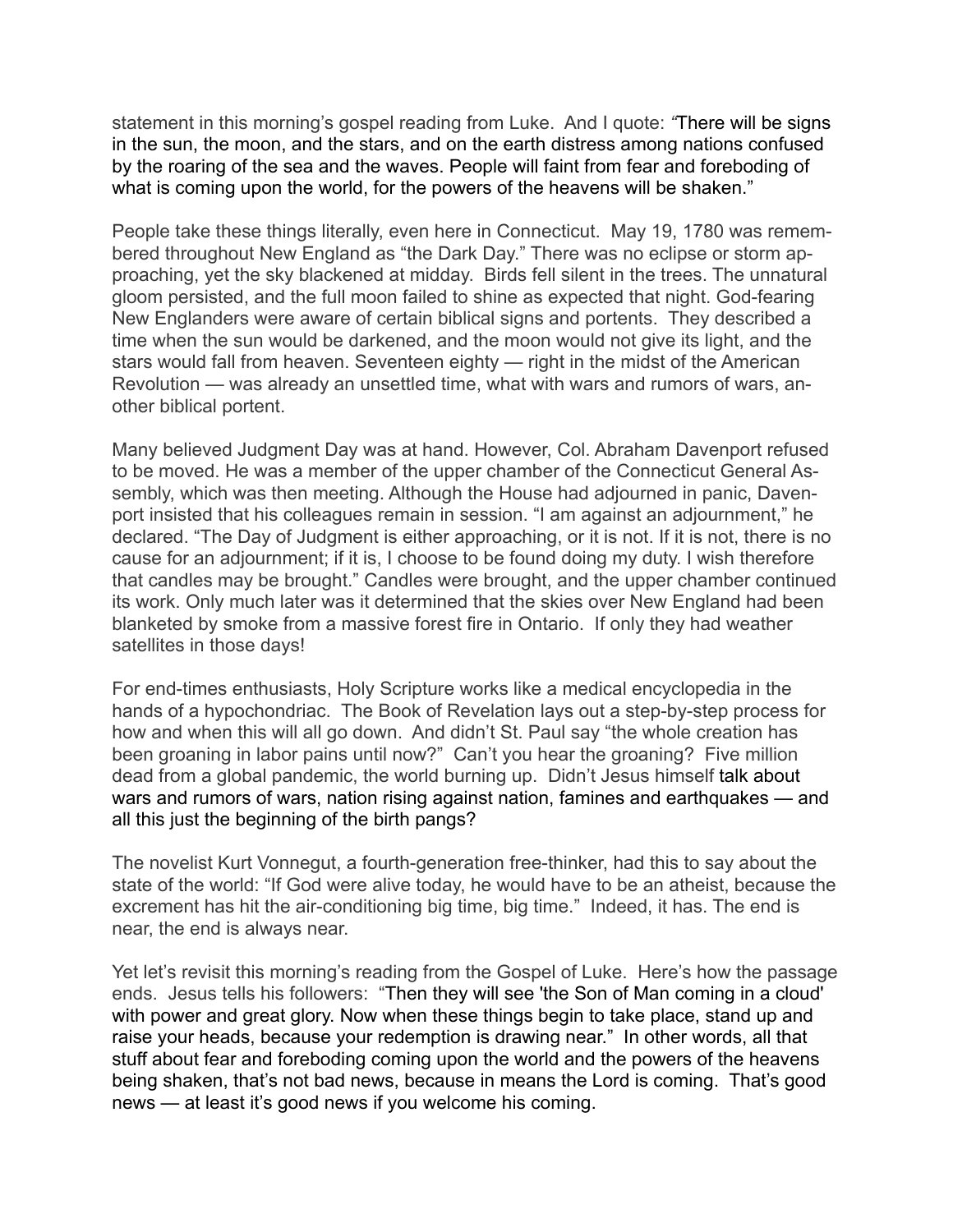statement in this morning's gospel reading from Luke. And I quote: "There will be signs in the sun, the moon, and the stars, and on the earth distress among nations confused by the roaring of the sea and the waves. People will faint from fear and foreboding of what is coming upon the world, for the powers of the heavens will be shaken."

People take these things literally, even here in Connecticut. May 19, 1780 was remembered throughout New England as "the Dark Day." There was no eclipse or storm approaching, yet the sky blackened at midday. Birds fell silent in the trees. The unnatural gloom persisted, and the full moon failed to shine as expected that night. God-fearing New Englanders were aware of certain biblical signs and portents. They described a time when the sun would be darkened, and the moon would not give its light, and the stars would fall from heaven. Seventeen eighty — right in the midst of the American Revolution — was already an unsettled time, what with wars and rumors of wars, another biblical portent.

Many believed Judgment Day was at hand. However, Col. Abraham Davenport refused to be moved. He was a member of the upper chamber of the Connecticut General Assembly, which was then meeting. Although the House had adjourned in panic, Davenport insisted that his colleagues remain in session. "I am against an adjournment," he declared. "The Day of Judgment is either approaching, or it is not. If it is not, there is no cause for an adjournment; if it is, I choose to be found doing my duty. I wish therefore that candles may be brought." Candles were brought, and the upper chamber continued its work. Only much later was it determined that the skies over New England had been blanketed by smoke from a massive forest fire in Ontario. If only they had weather satellites in those days!

For end-times enthusiasts, Holy Scripture works like a medical encyclopedia in the hands of a hypochondriac. The Book of Revelation lays out a step-by-step process for how and when this will all go down. And didn't St. Paul say "the whole creation has been groaning in labor pains until now?" Can't you hear the groaning? Five million dead from a global pandemic, the world burning up. Didn't Jesus himself talk about wars and rumors of wars, nation rising against nation, famines and earthquakes — and all this just the beginning of the birth pangs?

The novelist Kurt Vonnegut, a fourth-generation free-thinker, had this to say about the state of the world: "If God were alive today, he would have to be an atheist, because the excrement has hit the air-conditioning big time, big time." Indeed, it has. The end is near, the end is always near.

Yet let's revisit this morning's reading from the Gospel of Luke. Here's how the passage ends. Jesus tells his followers: "Then they will see 'the Son of Man coming in a cloud' with power and great glory. Now when these things begin to take place, stand up and raise your heads, because your redemption is drawing near." In other words, all that stuff about fear and foreboding coming upon the world and the powers of the heavens being shaken, that's not bad news, because in means the Lord is coming. That's good news — at least it's good news if you welcome his coming.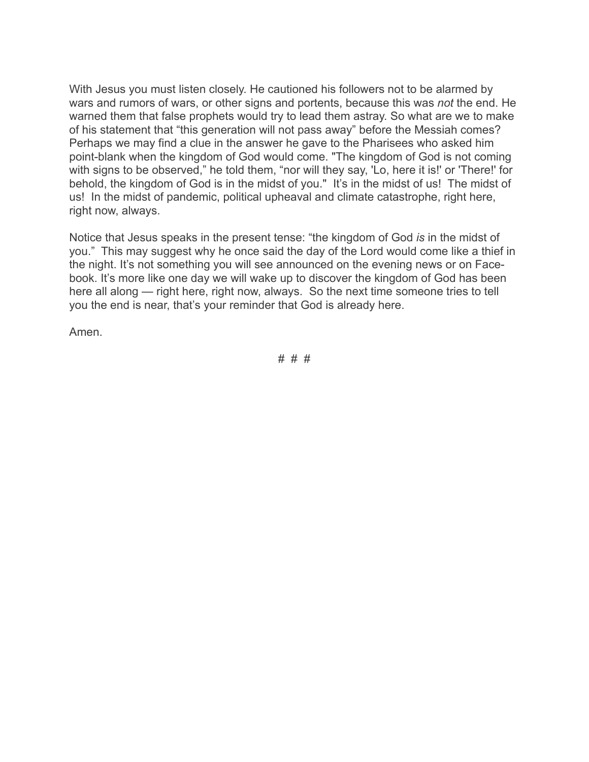With Jesus you must listen closely. He cautioned his followers not to be alarmed by wars and rumors of wars, or other signs and portents, because this was *not* the end. He warned them that false prophets would try to lead them astray. So what are we to make of his statement that “this generation will not pass away” before the Messiah comes? Perhaps we may find a clue in the answer he gave to the Pharisees who asked him point-blank when the kingdom of God would come. "The kingdom of God is not coming with signs to be observed,” he told them, “nor will they say, 'Lo, here it is!' or 'There!' for behold, the kingdom of God is in the midst of you." It’s in the midst of us! The midst of us! In the midst of pandemic, political upheaval and climate catastrophe, right here, right now, always.

Notice that Jesus speaks in the present tense: “the kingdom of God *is* in the midst of you.” This may suggest why he once said the day of the Lord would come like a thief in the night. It’s not something you will see announced on the evening news or on Facebook. It’s more like one day we will wake up to discover the kingdom of God has been here all along — right here, right now, always. So the next time someone tries to tell you the end is near, that’s your reminder that God is already here.

Amen.

# # #